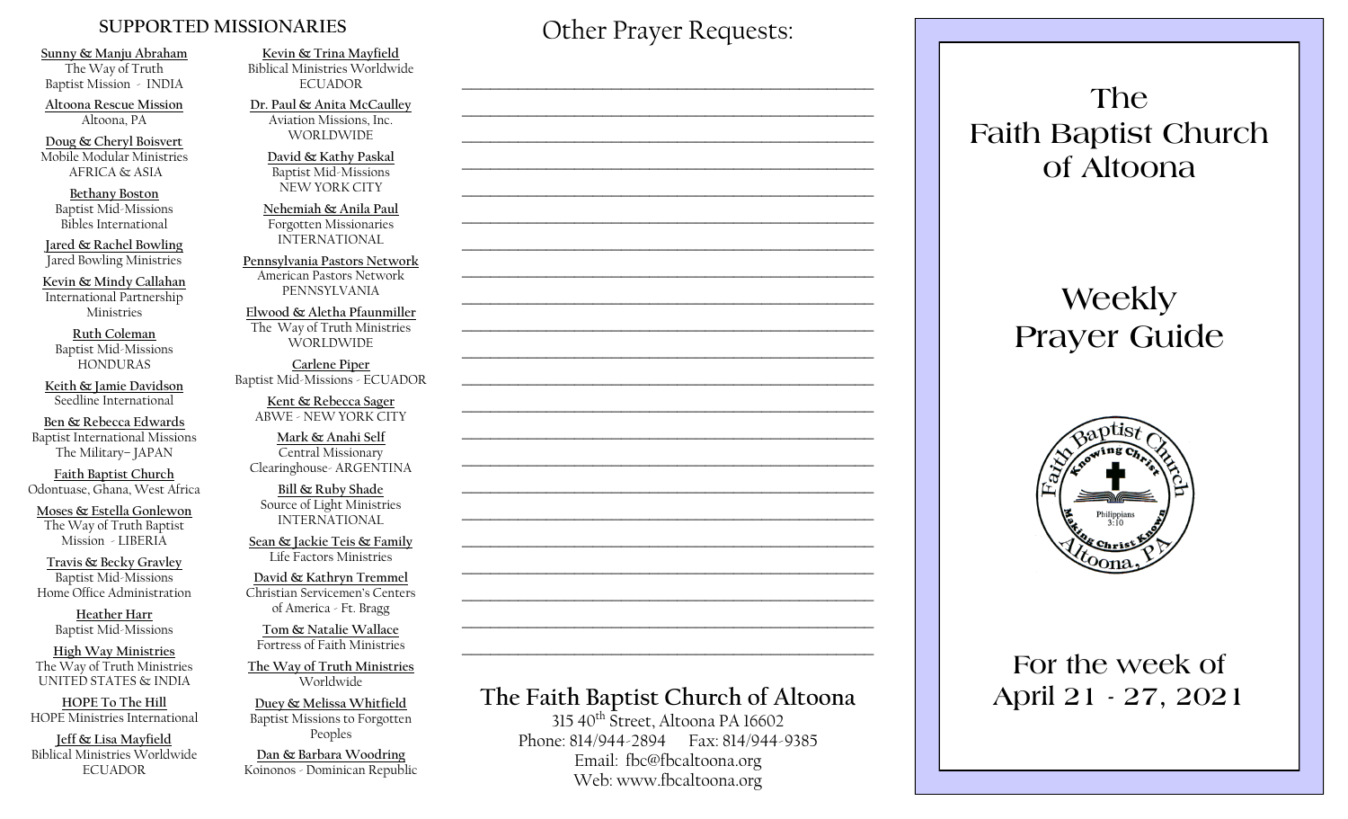## SUPPORTED MISSIONARIES

**Sunny & Manju Abraham**
The Way of Truth Baptist Mission - INDIA

**Altoona Rescue Mission**
Altoona, PA

**Doug & Cheryl Boisvert**
Mobile Modular Ministries
AFRICA & ASIA

**Bethany Boston**
Baptist Mid-Missions
Bibles International

**Jared & Rachel Bowling**
Jared Bowling Ministries

**Kevin & Mindy Callahan**
International Partnership Ministries

**Ruth Coleman**
Baptist Mid-Missions
HONDURAS

**Keith & Jamie Davidson**
Seedline International

**Ben & Rebecca Edwards**
Baptist International Missions
The Military– JAPAN

**Faith Baptist Church**
Odontuase, Ghana, West Africa

**Moses & Estella Gonlewon**
The Way of Truth Baptist Mission - LIBERIA

**Travis & Becky Gravley**
Baptist Mid-Missions
Home Office Administration

**Heather Harr**
Baptist Mid-Missions

**High Way Ministries**
The Way of Truth Ministries
UNITED STATES & INDIA

**HOPE To The Hill**
HOPE Ministries International

**Jeff & Lisa Mayfield**
Biblical Ministries Worldwide
ECUADOR

**Kevin & Trina Mayfield**
Biblical Ministries Worldwide
ECUADOR

**Dr. Paul & Anita McCaulley**
Aviation Missions, Inc.
WORLDWIDE

**David & Kathy Paskal**
Baptist Mid-Missions
NEW YORK CITY

**Nehemiah & Anila Paul**
Forgotten Missionaries
INTERNATIONAL

**Pennsylvania Pastors Network**
American Pastors Network
PENNSYLVANIA

**Elwood & Aletha Pfaunmiller**
The Way of Truth Ministries
WORLDWIDE

**Carlene Piper**
Baptist Mid-Missions - ECUADOR

**Kent & Rebecca Sager**
ABWE - NEW YORK CITY

**Mark & Anahi Self**
Central Missionary Clearinghouse- ARGENTINA

**Bill & Ruby Shade**
Source of Light Ministries
INTERNATIONAL

**Sean & Jackie Teis & Family**
Life Factors Ministries

**David & Kathryn Tremmel**
Christian Servicemen's Centers of America - Ft. Bragg

**Tom & Natalie Wallace**
Fortress of Faith Ministries

**The Way of Truth Ministries**
Worldwide

**Duey & Melissa Whitfield**
Baptist Missions to Forgotten Peoples

**Dan & Barbara Woodring**
Koinonos - Dominican Republic

## Other Prayer Requests:

______________________________________________

______________________________________________

______________________________________________

______________________________________________

______________________________________________

______________________________________________

______________________________________________

______________________________________________

______________________________________________

______________________________________________

______________________________________________

______________________________________________

______________________________________________

______________________________________________

______________________________________________

______________________________________________

______________________________________________

______________________________________________

______________________________________________

______________________________________________

______________________________________________

______________________________________________

### The Faith Baptist Church of Altoona

315 40th Street, Altoona PA 16602
Phone: 814/944-2894 Fax: 814/944-9385
Email: fbc@fbcaltoona.org
Web: www.fbcaltoona.org

# The Faith Baptist Church of Altoona

# Weekly Prayer Guide

Faith Baptist Church
Knowing Christ
Philippians 3:10
Making Christ Known
Altoona, PA

## For the week of April 21 - 27, 2021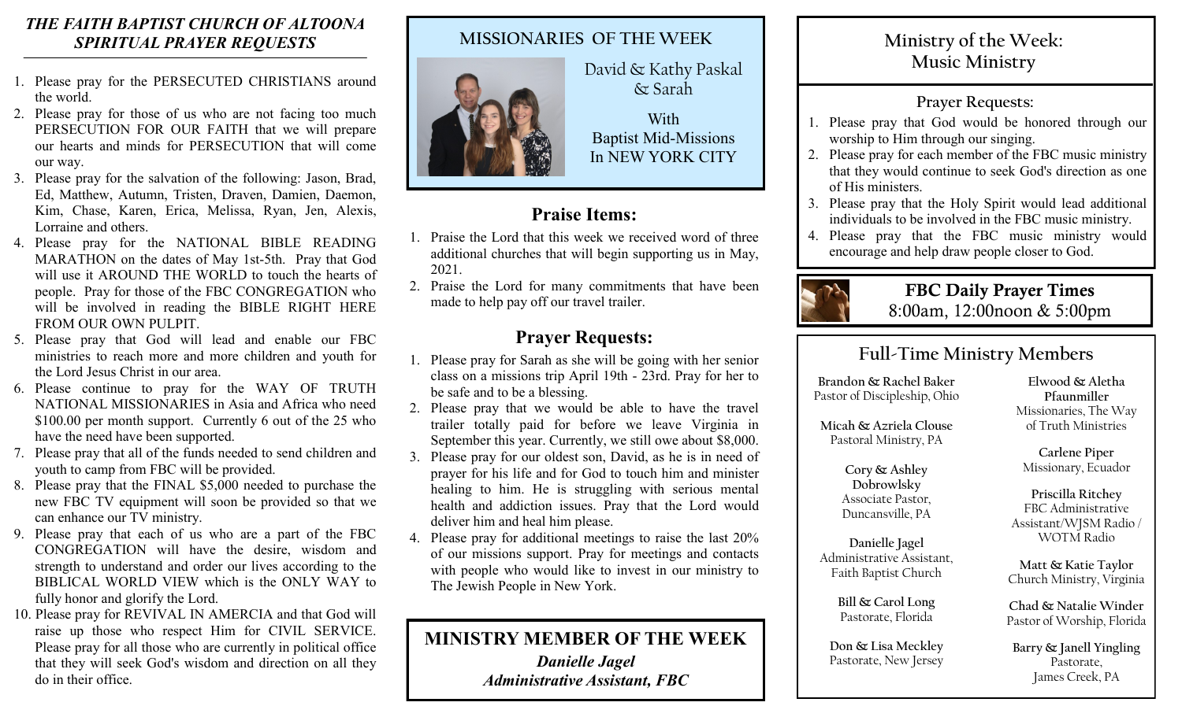## *THE FAITH BAPTIST CHURCH OF ALTOONA SPIRITUAL PRAYER REQUESTS*

1. Please pray for the PERSECUTED CHRISTIANS around the world.
2. Please pray for those of us who are not facing too much PERSECUTION FOR OUR FAITH that we will prepare our hearts and minds for PERSECUTION that will come our way.
3. Please pray for the salvation of the following: Jason, Brad, Ed, Matthew, Autumn, Tristen, Draven, Damien, Daemon, Kim, Chase, Karen, Erica, Melissa, Ryan, Jen, Alexis, Lorraine and others.
4. Please pray for the NATIONAL BIBLE READING MARATHON on the dates of May 1st-5th. Pray that God will use it AROUND THE WORLD to touch the hearts of people. Pray for those of the FBC CONGREGATION who will be involved in reading the BIBLE RIGHT HERE FROM OUR OWN PULPIT.
5. Please pray that God will lead and enable our FBC ministries to reach more and more children and youth for the Lord Jesus Christ in our area.
6. Please continue to pray for the WAY OF TRUTH NATIONAL MISSIONARIES in Asia and Africa who need $100.00 per month support. Currently 6 out of the 25 who have the need have been supported.
7. Please pray that all of the funds needed to send children and youth to camp from FBC will be provided.
8. Please pray that the FINAL $5,000 needed to purchase the new FBC TV equipment will soon be provided so that we can enhance our TV ministry.
9. Please pray that each of us who are a part of the FBC CONGREGATION will have the desire, wisdom and strength to understand and order our lives according to the BIBLICAL WORLD VIEW which is the ONLY WAY to fully honor and glorify the Lord.
10. Please pray for REVIVAL IN AMERCIA and that God will raise up those who respect Him for CIVIL SERVICE. Please pray for all those who are currently in political office that they will seek God's wisdom and direction on all they do in their office.

## MISSIONARIES OF THE WEEK

David & Kathy Paskal & Sarah

With Baptist Mid-Missions In NEW YORK CITY

### Praise Items:

1. Praise the Lord that this week we received word of three additional churches that will begin supporting us in May, 2021.
2. Praise the Lord for many commitments that have been made to help pay off our travel trailer.

### Prayer Requests:

1. Please pray for Sarah as she will be going with her senior class on a missions trip April 19th - 23rd. Pray for her to be safe and to be a blessing.
2. Please pray that we would be able to have the travel trailer totally paid for before we leave Virginia in September this year. Currently, we still owe about $8,000.
3. Please pray for our oldest son, David, as he is in need of prayer for his life and for God to touch him and minister healing to him. He is struggling with serious mental health and addiction issues. Pray that the Lord would deliver him and heal him please.
4. Please pray for additional meetings to raise the last 20% of our missions support. Pray for meetings and contacts with people who would like to invest in our ministry to The Jewish People in New York.

## MINISTRY MEMBER OF THE WEEK

***Danielle Jagel***
***Administrative Assistant, FBC***

## Ministry of the Week: Music Ministry

### Prayer Requests:

1. Please pray that God would be honored through our worship to Him through our singing.
2. Please pray for each member of the FBC music ministry that they would continue to seek God's direction as one of His ministers.
3. Please pray that the Holy Spirit would lead additional individuals to be involved in the FBC music ministry.
4. Please pray that the FBC music ministry would encourage and help draw people closer to God.

## FBC Daily Prayer Times

8:00am, 12:00noon & 5:00pm

## Full-Time Ministry Members

**Brandon & Rachel Baker**
Pastor of Discipleship, Ohio

**Micah & Azriela Clouse**
Pastoral Ministry, PA

**Cory & Ashley Dobrowlsky**
Associate Pastor, Duncansville, PA

**Danielle Jagel**
Administrative Assistant, Faith Baptist Church

**Bill & Carol Long**
Pastorate, Florida

**Don & Lisa Meckley**
Pastorate, New Jersey

**Elwood & Aletha Pfaunmiller**
Missionaries, The Way of Truth Ministries

**Carlene Piper**
Missionary, Ecuador

**Priscilla Ritchey**
FBC Administrative Assistant/WJSM Radio / WOTM Radio

**Matt & Katie Taylor**
Church Ministry, Virginia

**Chad & Natalie Winder**
Pastor of Worship, Florida

**Barry & Janell Yingling**
Pastorate, James Creek, PA